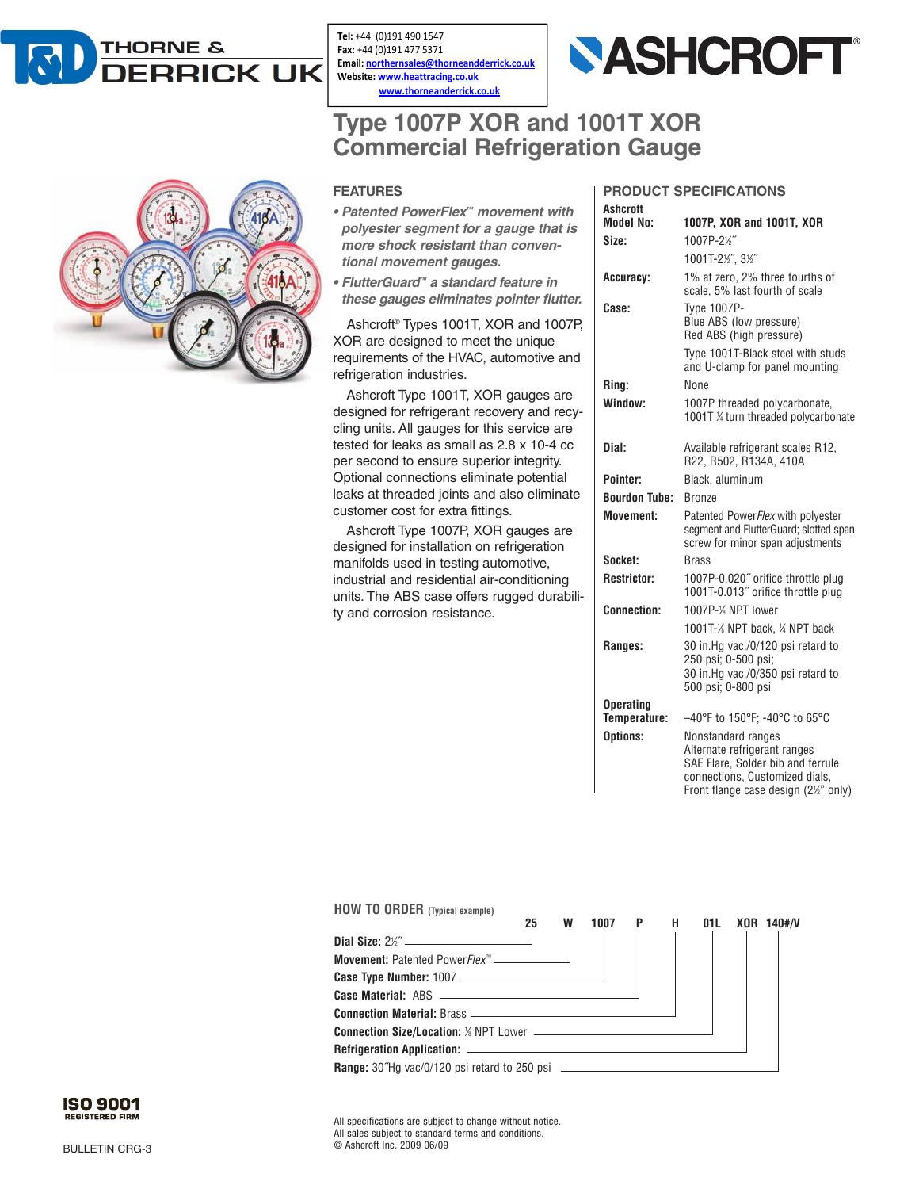THORNE & DERRICK UK

**Tel:** +44 (0)191 490 1547
**Fax:** +44 (0)191 477 5371
**Email:** northernsales@thorneandderrick.co.uk
**Website:** www.heattracing.co.uk
www.thorneanderrick.co.uk

ASHCROFT®

# Type 1007P XOR and 1001T XOR Commercial Refrigeration Gauge

## FEATURES

- *Patented PowerFlex™ movement with polyester segment for a gauge that is more shock resistant than conventional movement gauges.*
- *FlutterGuard™ a standard feature in these gauges eliminates pointer flutter.*

Ashcroft® Types 1001T, XOR and 1007P, XOR are designed to meet the unique requirements of the HVAC, automotive and refrigeration industries.

Ashcroft Type 1001T, XOR gauges are designed for refrigerant recovery and recycling units. All gauges for this service are tested for leaks as small as 2.8 x 10-4 cc per second to ensure superior integrity. Optional connections eliminate potential leaks at threaded joints and also eliminate customer cost for extra fittings.

Ashcroft Type 1007P, XOR gauges are designed for installation on refrigeration manifolds used in testing automotive, industrial and residential air-conditioning units. The ABS case offers rugged durability and corrosion resistance.

## PRODUCT SPECIFICATIONS

| | |
|---|---|
| **Ashcroft Model No:** | **1007P, XOR and 1001T, XOR** |
| **Size:** | 1007P-2½˝<br>1001T-2½˝, 3½˝ |
| **Accuracy:** | 1% at zero, 2% three fourths of scale, 5% last fourth of scale |
| **Case:** | Type 1007P-<br>Blue ABS (low pressure)<br>Red ABS (high pressure)<br>Type 1001T-Black steel with studs and U-clamp for panel mounting |
| **Ring:** | None |
| **Window:** | 1007P threaded polycarbonate, 1001T ¼ turn threaded polycarbonate |
| **Dial:** | Available refrigerant scales R12, R22, R502, R134A, 410A |
| **Pointer:** | Black, aluminum |
| **Bourdon Tube:** | Bronze |
| **Movement:** | Patented Power*Flex* with polyester segment and FlutterGuard; slotted span screw for minor span adjustments |
| **Socket:** | Brass |
| **Restrictor:** | 1007P-0.020˝ orifice throttle plug<br>1001T-0.013˝ orifice throttle plug |
| **Connection:** | 1007P-⅛ NPT lower<br>1001T-⅛ NPT back, ¼ NPT back |
| **Ranges:** | 30 in.Hg vac./0/120 psi retard to 250 psi; 0-500 psi;<br>30 in.Hg vac./0/350 psi retard to 500 psi; 0-800 psi |
| **Operating Temperature:** | –40°F to 150°F; -40°C to 65°C |
| **Options:** | Nonstandard ranges<br>Alternate refrigerant ranges<br>SAE Flare, Solder bib and ferrule connections, Customized dials,<br>Front flange case design (2½" only) |

## HOW TO ORDER (Typical example)

**25 W 1007 P H 01L XOR 140#/V**

| Field | Code |
|---|---|
| **Dial Size:** 2½˝ | 25 |
| **Movement:** Patented Power*Flex*™ | W |
| **Case Type Number:** 1007 | 1007 |
| **Case Material:** ABS | P |
| **Connection Material:** Brass | H |
| **Connection Size/Location:** ⅛ NPT Lower | 01L |
| **Refrigeration Application:** | XOR |
| **Range:** 30˝Hg vac/0/120 psi retard to 250 psi | 140#/V |

ISO 9001 REGISTERED FIRM

BULLETIN CRG-3

All specifications are subject to change without notice.
All sales subject to standard terms and conditions.
© Ashcroft Inc. 2009 06/09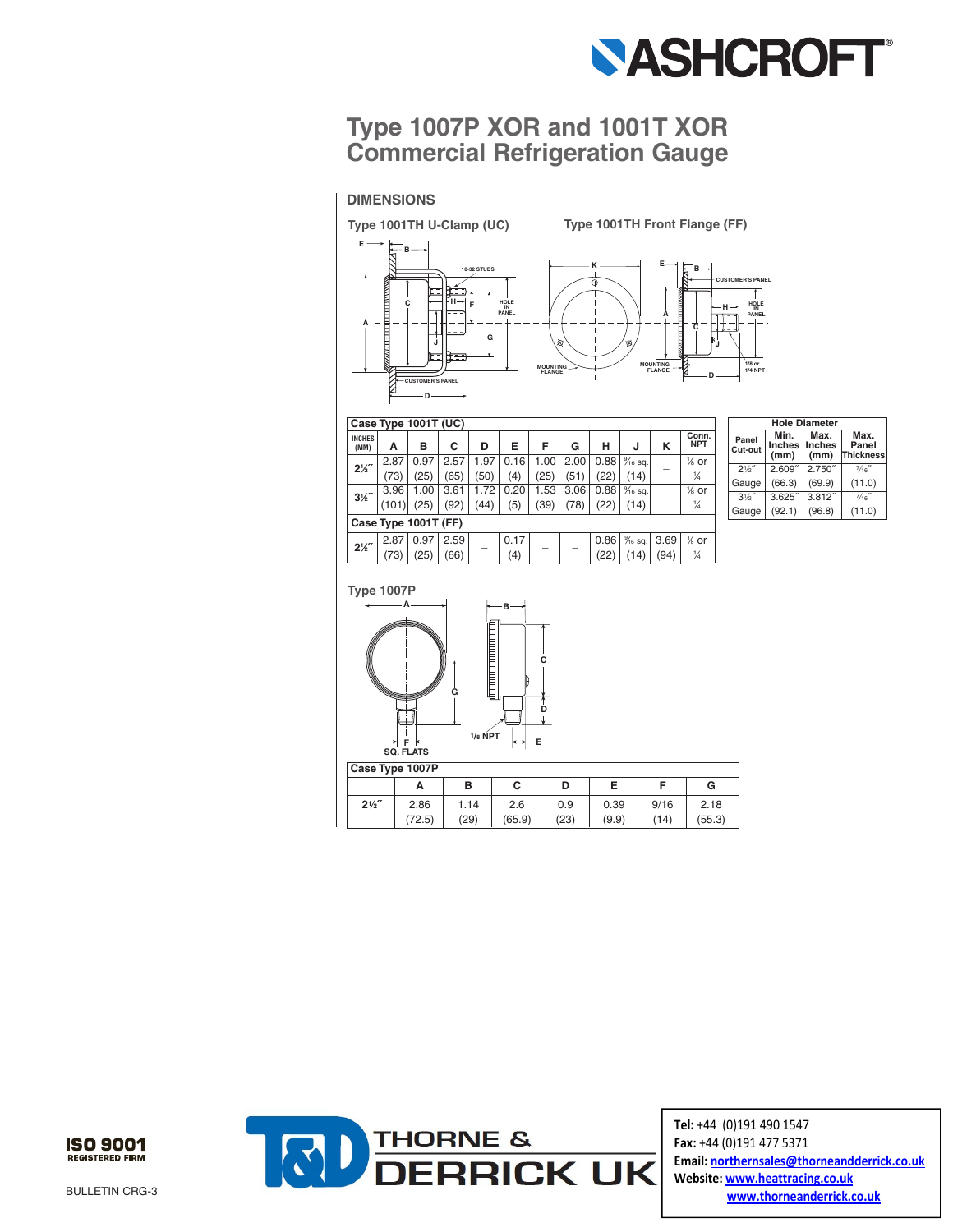# Type 1007P XOR and 1001T XOR Commercial Refrigeration Gauge

## DIMENSIONS

### Type 1001TH U-Clamp (UC)

### Type 1001TH Front Flange (FF)

**Case Type 1001T (UC)**

| INCHES (MM) | A | B | C | D | E | F | G | H | J | K | Conn. NPT |
|---|---|---|---|---|---|---|---|---|---|---|---|
| 2½″ | 2.87 (73) | 0.97 (25) | 2.57 (65) | 1.97 (50) | 0.16 (4) | 1.00 (25) | 2.00 (51) | 0.88 (22) | 9⁄16 sq. (14) | – | ⅛ or ¼ |
| 3½″ | 3.96 (101) | 1.00 (25) | 3.61 (92) | 1.72 (44) | 0.20 (5) | 1.53 (39) | 3.06 (78) | 0.88 (22) | 9⁄16 sq. (14) | – | ⅛ or ¼ |

**Case Type 1001T (FF)**

| INCHES (MM) | A | B | C | D | E | F | G | H | J | K | Conn. NPT |
|---|---|---|---|---|---|---|---|---|---|---|---|
| 2½″ | 2.87 (73) | 0.97 (25) | 2.59 (66) | – | 0.17 (4) | – | – | 0.86 (22) | 9⁄16 sq. (14) | 3.69 (94) | ⅛ or ¼ |

**Hole Diameter**

| Panel Cut-out | Min. Inches (mm) | Max. Inches (mm) | Max. Panel Thickness |
|---|---|---|---|
| 2½″ Gauge | 2.609″ (66.3) | 2.750″ (69.9) | 7⁄16″ (11.0) |
| 3½″ Gauge | 3.625″ (92.1) | 3.812″ (96.8) | 7⁄16″ (11.0) |

### Type 1007P

**Case Type 1007P**

| | A | B | C | D | E | F | G |
|---|---|---|---|---|---|---|---|
| 2½″ | 2.86 (72.5) | 1.14 (29) | 2.6 (65.9) | 0.9 (23) | 0.39 (9.9) | 9/16 (14) | 2.18 (55.3) |

ISO 9001 REGISTERED FIRM

BULLETIN CRG-3

THORNE & DERRICK UK

**Tel:** +44 (0)191 490 1547
**Fax:** +44 (0)191 477 5371
**Email:** northernsales@thorneandderrick.co.uk
**Website:** www.heattracing.co.uk
www.thorneanderrick.co.uk